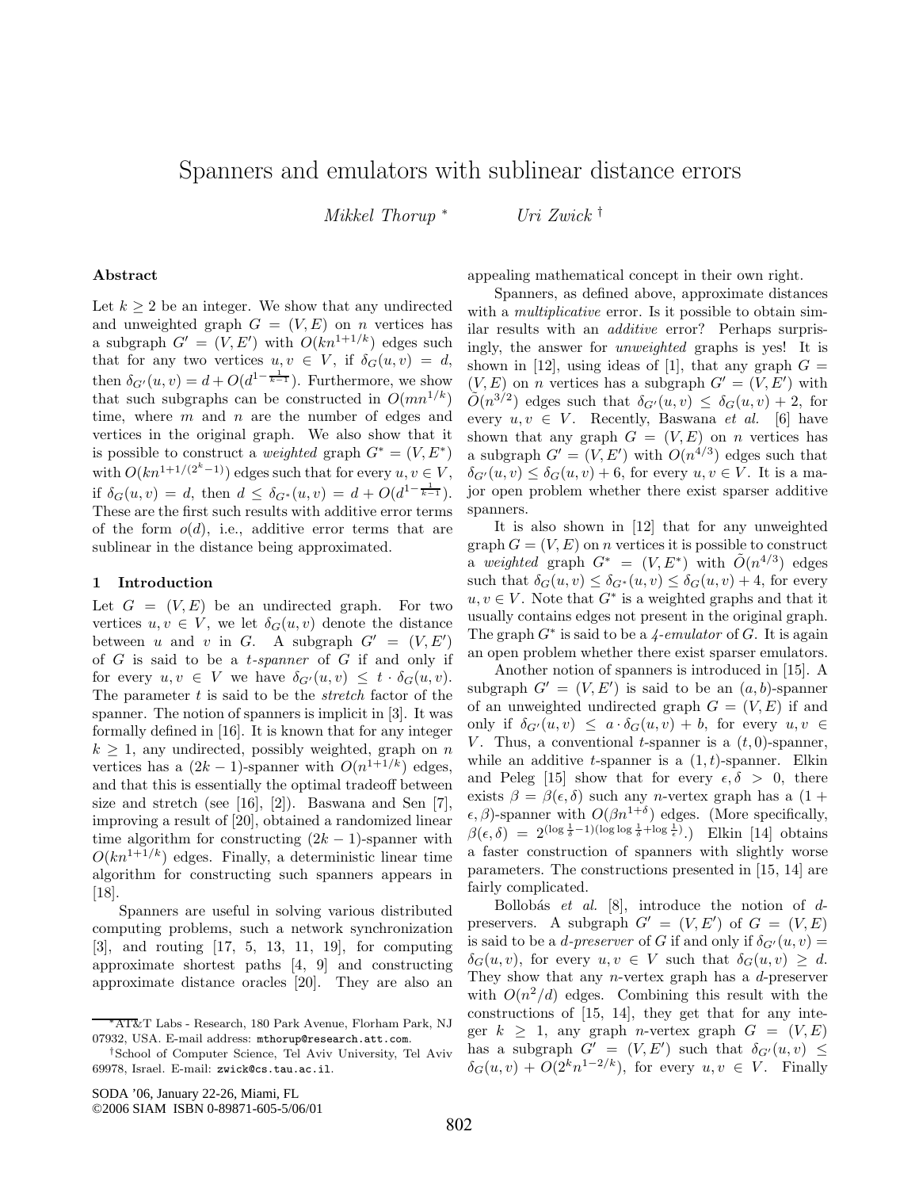# Spanners and emulators with sublinear distance errors

*Mikkel Thorup* [*] *Uri Zwick* [†]

## Abstract

Let $k \geq 2$ be an integer. We show that any undirected and unweighted graph $G = (V, E)$ on $n$ vertices has a subgraph $G' = (V, E')$ with $O(kn^{1+1/k})$ edges such that for any two vertices $u, v \in V$, if $\delta_G(u, v) = d$, then $\delta_{G'}(u, v) = d + O(d^{1-\frac{1}{k-1}})$. Furthermore, we show that such subgraphs can be constructed in $O(mn^{1/k})$ time, where $m$ and $n$ are the number of edges and vertices in the original graph. We also show that it is possible to construct a *weighted* graph $G^* = (V, E^*)$ with $O(kn^{1+1/(2^k-1)})$ edges such that for every $u, v \in V$, if $\delta_G(u, v) = d$, then $d \leq \delta_{G^*}(u, v) = d + O(d^{1-\frac{1}{k-1}})$. These are the first such results with additive error terms of the form $o(d)$, i.e., additive error terms that are sublinear in the distance being approximated.

## 1 Introduction

Let $G = (V, E)$ be an undirected graph. For two vertices $u, v \in V$, we let $\delta_G(u, v)$ denote the distance between $u$ and $v$ in $G$. A subgraph $G' = (V, E')$ of $G$ is said to be a *t-spanner* of $G$ if and only if for every $u, v \in V$ we have $\delta_{G'}(u, v) \leq t \cdot \delta_G(u, v)$. The parameter $t$ is said to be the *stretch* factor of the spanner. The notion of spanners is implicit in [3]. It was formally defined in [16]. It is known that for any integer $k \geq 1$, any undirected, possibly weighted, graph on $n$ vertices has a $(2k-1)$-spanner with $O(n^{1+1/k})$ edges, and that this is essentially the optimal tradeoff between size and stretch (see [16], [2]). Baswana and Sen [7], improving a result of [20], obtained a randomized linear time algorithm for constructing $(2k-1)$-spanner with $O(kn^{1+1/k})$ edges. Finally, a deterministic linear time algorithm for constructing such spanners appears in [18].

Spanners are useful in solving various distributed computing problems, such a network synchronization [3], and routing [17, 5, 13, 11, 19], for computing approximate shortest paths [4, 9] and constructing approximate distance oracles [20]. They are also an appealing mathematical concept in their own right.

Spanners, as defined above, approximate distances with a *multiplicative* error. Is it possible to obtain similar results with an *additive* error? Perhaps surprisingly, the answer for *unweighted* graphs is yes! It is shown in [12], using ideas of [1], that any graph $G = (V, E)$ on $n$ vertices has a subgraph $G' = (V, E')$ with $\tilde{O}(n^{3/2})$ edges such that $\delta_{G'}(u, v) \leq \delta_G(u, v) + 2$, for every $u, v \in V$. Recently, Baswana *et al.* [6] have shown that any graph $G = (V, E)$ on $n$ vertices has a subgraph $G' = (V, E')$ with $O(n^{4/3})$ edges such that $\delta_{G'}(u, v) \leq \delta_G(u, v) + 6$, for every $u, v \in V$. It is a major open problem whether there exist sparser additive spanners.

It is also shown in [12] that for any unweighted graph $G = (V, E)$ on $n$ vertices it is possible to construct a *weighted* graph $G^* = (V, E^*)$ with $\tilde{O}(n^{4/3})$ edges such that $\delta_G(u, v) \leq \delta_{G^*}(u, v) \leq \delta_G(u, v) + 4$, for every $u, v \in V$. Note that $G^*$ is a weighted graphs and that it usually contains edges not present in the original graph. The graph $G^*$ is said to be a *4-emulator* of $G$. It is again an open problem whether there exist sparser emulators.

Another notion of spanners is introduced in [15]. A subgraph $G' = (V, E')$ is said to be an $(a, b)$-spanner of an unweighted undirected graph $G = (V, E)$ if and only if $\delta_{G'}(u, v) \leq a \cdot \delta_G(u, v) + b$, for every $u, v \in V$. Thus, a conventional $t$-spanner is a $(t, 0)$-spanner, while an additive $t$-spanner is a $(1, t)$-spanner. Elkin and Peleg [15] show that for every $\epsilon, \delta > 0$, there exists $\beta = \beta(\epsilon, \delta)$ such any $n$-vertex graph has a $(1 + \epsilon, \beta)$-spanner with $O(\beta n^{1+\delta})$ edges. (More specifically, $\beta(\epsilon, \delta) = 2^{(\log \frac{1}{\delta} - 1)(\log \log \frac{1}{\delta} + \log \frac{1}{\epsilon})}$.) Elkin [14] obtains a faster construction of spanners with slightly worse parameters. The constructions presented in [15, 14] are fairly complicated.

Bollobás *et al.* [8], introduce the notion of $d$-preservers. A subgraph $G' = (V, E')$ of $G = (V, E)$ is said to be a *d-preserver* of $G$ if and only if $\delta_{G'}(u, v) = \delta_G(u, v)$, for every $u, v \in V$ such that $\delta_G(u, v) \geq d$. They show that any $n$-vertex graph has a $d$-preserver with $O(n^2/d)$ edges. Combining this result with the constructions of [15, 14], they get that for any integer $k \geq 1$, any graph $n$-vertex graph $G = (V, E)$ has a subgraph $G' = (V, E')$ such that $\delta_{G'}(u, v) \leq \delta_G(u, v) + O(2^k n^{1-2/k})$, for every $u, v \in V$. Finally

---

[*] AT&T Labs - Research, 180 Park Avenue, Florham Park, NJ 07932, USA. E-mail address: mthorup@research.att.com.

[†] School of Computer Science, Tel Aviv University, Tel Aviv 69978, Israel. E-mail: zwick@cs.tau.ac.il.

SODA '06, January 22-26, Miami, FL
©2006 SIAM ISBN 0-89871-605-5/06/01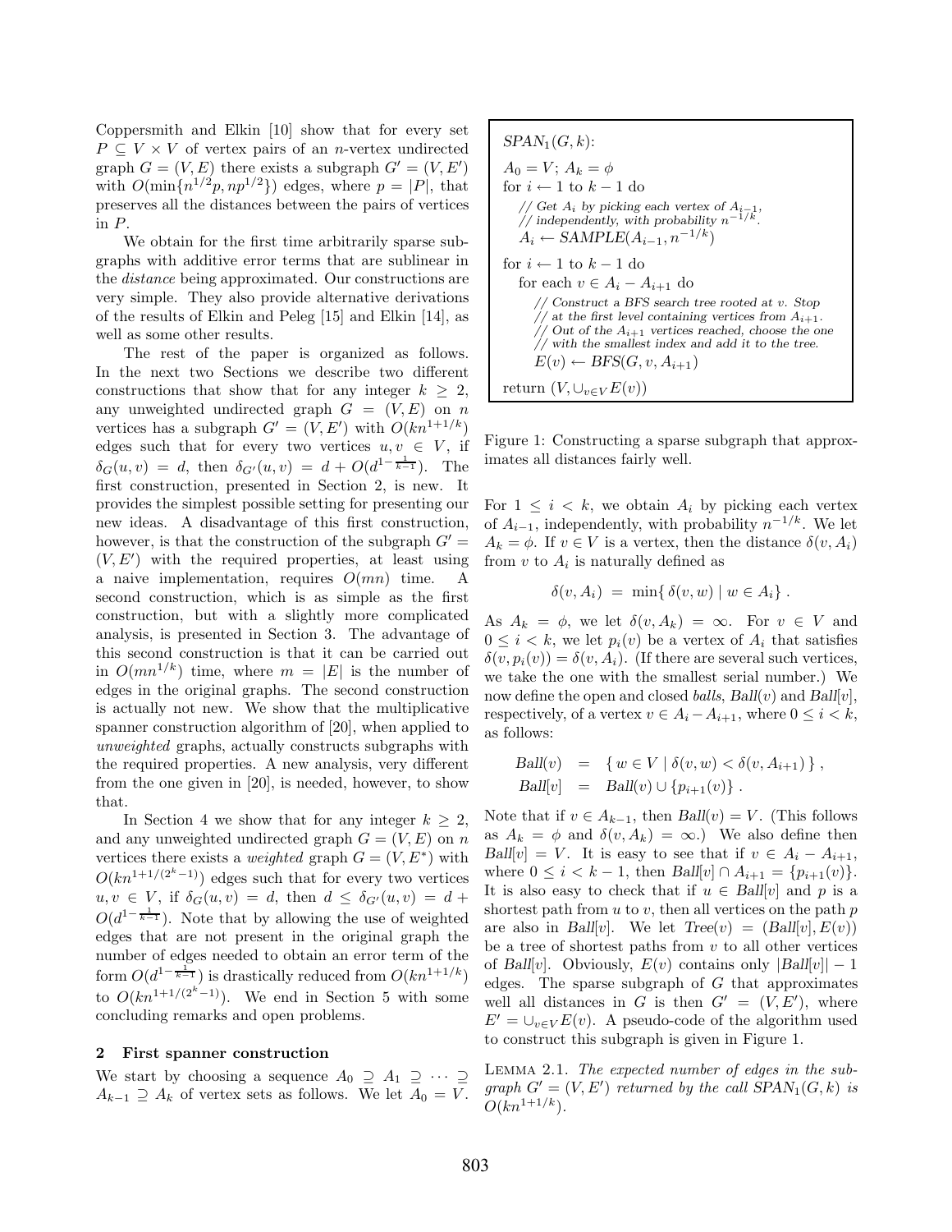Coppersmith and Elkin [10] show that for every set $P \subseteq V \times V$ of vertex pairs of an $n$-vertex undirected graph $G = (V, E)$ there exists a subgraph $G' = (V, E')$ with $O(\min\{n^{1/2}p, np^{1/2}\})$ edges, where $p = |P|$, that preserves all the distances between the pairs of vertices in $P$.

We obtain for the first time arbitrarily sparse subgraphs with additive error terms that are sublinear in the *distance* being approximated. Our constructions are very simple. They also provide alternative derivations of the results of Elkin and Peleg [15] and Elkin [14], as well as some other results.

The rest of the paper is organized as follows. In the next two Sections we describe two different constructions that show that for any integer $k \geq 2$, any unweighted undirected graph $G = (V, E)$ on $n$ vertices has a subgraph $G' = (V, E')$ with $O(kn^{1+1/k})$ edges such that for every two vertices $u, v \in V$, if $\delta_G(u, v) = d$, then $\delta_{G'}(u, v) = d + O(d^{1-\frac{1}{k-1}})$. The first construction, presented in Section 2, is new. It provides the simplest possible setting for presenting our new ideas. A disadvantage of this first construction, however, is that the construction of the subgraph $G' = (V, E')$ with the required properties, at least using a naive implementation, requires $O(mn)$ time. A second construction, which is as simple as the first construction, but with a slightly more complicated analysis, is presented in Section 3. The advantage of this second construction is that it can be carried out in $O(mn^{1/k})$ time, where $m = |E|$ is the number of edges in the original graphs. The second construction is actually not new. We show that the multiplicative spanner construction algorithm of [20], when applied to *unweighted* graphs, actually constructs subgraphs with the required properties. A new analysis, very different from the one given in [20], is needed, however, to show that.

In Section 4 we show that for any integer $k \geq 2$, and any unweighted undirected graph $G = (V, E)$ on $n$ vertices there exists a *weighted* graph $G = (V, E^*)$ with $O(kn^{1+1/(2^k-1)})$ edges such that for every two vertices $u, v \in V$, if $\delta_G(u, v) = d$, then $d \leq \delta_{G'}(u, v) = d + O(d^{1-\frac{1}{k-1}})$. Note that by allowing the use of weighted edges that are not present in the original graph the number of edges needed to obtain an error term of the form $O(d^{1-\frac{1}{k-1}})$ is drastically reduced from $O(kn^{1+1/k})$ to $O(kn^{1+1/(2^k-1)})$. We end in Section 5 with some concluding remarks and open problems.

## 2 First spanner construction

We start by choosing a sequence $A_0 \supseteq A_1 \supseteq \cdots \supseteq A_{k-1} \supseteq A_k$ of vertex sets as follows. We let $A_0 = V$. For $1 \leq i < k$, we obtain $A_i$ by picking each vertex of $A_{i-1}$, independently, with probability $n^{-1/k}$. We let $A_k = \phi$. If $v \in V$ is a vertex, then the distance $\delta(v, A_i)$ from $v$ to $A_i$ is naturally defined as

$$\delta(v, A_i) \;=\; \min\{\, \delta(v, w) \mid w \in A_i \} \;.$$

As $A_k = \phi$, we let $\delta(v, A_k) = \infty$. For $v \in V$ and $0 \leq i < k$, we let $p_i(v)$ be a vertex of $A_i$ that satisfies $\delta(v, p_i(v)) = \delta(v, A_i)$. (If there are several such vertices, we take the one with the smallest serial number.) We now define the open and closed *balls*, $Ball(v)$ and $Ball[v]$, respectively, of a vertex $v \in A_i - A_{i+1}$, where $0 \leq i < k$, as follows:

$$\begin{aligned} Ball(v) &= \{\, w \in V \mid \delta(v, w) < \delta(v, A_{i+1}) \,\} \;, \\ Ball[v] &= Ball(v) \cup \{p_{i+1}(v)\} \;. \end{aligned}$$

Note that if $v \in A_{k-1}$, then $Ball(v) = V$. (This follows as $A_k = \phi$ and $\delta(v, A_k) = \infty$.) We also define then $Ball[v] = V$. It is easy to see that if $v \in A_i - A_{i+1}$, where $0 \leq i < k - 1$, then $Ball[v] \cap A_{i+1} = \{p_{i+1}(v)\}$. It is also easy to check that if $u \in Ball[v]$ and $p$ is a shortest path from $u$ to $v$, then all vertices on the path $p$ are also in $Ball[v]$. We let $Tree(v) = (Ball[v], E(v))$ be a tree of shortest paths from $v$ to all other vertices of $Ball[v]$. Obviously, $E(v)$ contains only $|Ball[v]| - 1$ edges. The sparse subgraph of $G$ that approximates well all distances in $G$ is then $G' = (V, E')$, where $E' = \cup_{v \in V} E(v)$. A pseudo-code of the algorithm used to construct this subgraph is given in Figure 1.

```
SPAN_1(G, k):

A_0 = V; A_k = φ
for i ← 1 to k − 1 do
    // Get A_i by picking each vertex of A_{i−1},
    // independently, with probability n^{−1/k}.
    A_i ← SAMPLE(A_{i−1}, n^{−1/k})

for i ← 1 to k − 1 do
    for each v ∈ A_i − A_{i+1} do
        // Construct a BFS search tree rooted at v. Stop
        // at the first level containing vertices from A_{i+1}.
        // Out of the A_{i+1} vertices reached, choose the one
        // with the smallest index and add it to the tree.
        E(v) ← BFS(G, v, A_{i+1})

return (V, ∪_{v∈V} E(v))
```

Figure 1: Constructing a sparse subgraph that approximates all distances fairly well.

LEMMA 2.1. *The expected number of edges in the subgraph $G' = (V, E')$ returned by the call $SPAN_1(G, k)$ is $O(kn^{1+1/k})$.*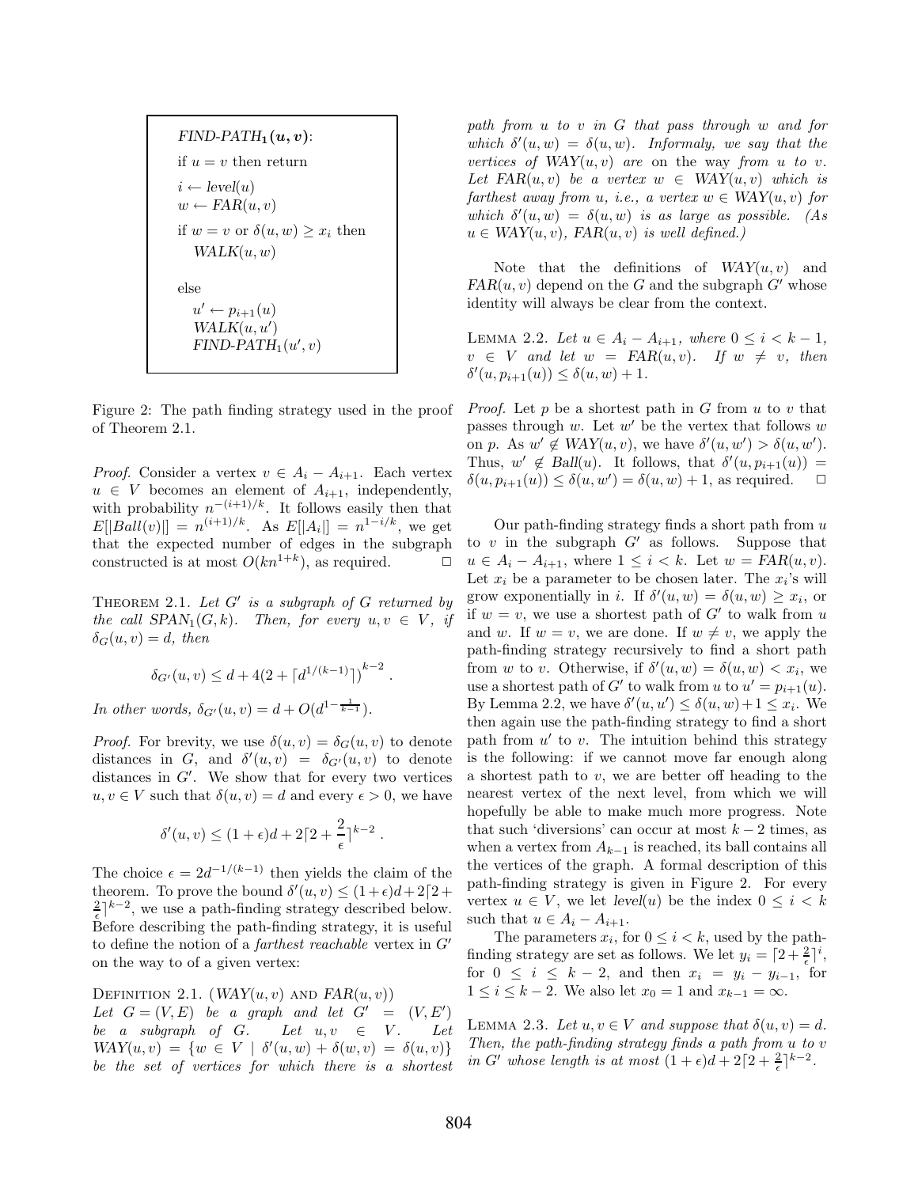```
FIND-PATH_1(u, v):
if u = v then return

i ← level(u)
w ← FAR(u, v)

if w = v or δ(u, w) ≥ x_i then
    WALK(u, w)

else
    u' ← p_{i+1}(u)
    WALK(u, u')
    FIND-PATH_1(u', v)
```

Figure 2: The path finding strategy used in the proof of Theorem 2.1.

*Proof.* Consider a vertex $v \in A_i - A_{i+1}$. Each vertex $u \in V$ becomes an element of $A_{i+1}$, independently, with probability $n^{-(i+1)/k}$. It follows easily then that $E[|Ball(v)|] = n^{(i+1)/k}$. As $E[|A_i|] = n^{1-i/k}$, we get that the expected number of edges in the subgraph constructed is at most $O(kn^{1+k})$, as required. $\square$

THEOREM 2.1. *Let $G'$ is a subgraph of $G$ returned by the call $SPAN_1(G,k)$. Then, for every $u, v \in V$, if $\delta_G(u,v) = d$, then*

$$\delta_{G'}(u,v) \leq d + 4(2 + \lceil d^{1/(k-1)} \rceil)^{k-2} .$$

*In other words, $\delta_{G'}(u,v) = d + O(d^{1-\frac{1}{k-1}})$.*

*Proof.* For brevity, we use $\delta(u,v) = \delta_G(u,v)$ to denote distances in $G$, and $\delta'(u,v) = \delta_{G'}(u,v)$ to denote distances in $G'$. We show that for every two vertices $u, v \in V$ such that $\delta(u,v) = d$ and every $\epsilon > 0$, we have

$$\delta'(u,v) \leq (1+\epsilon)d + 2\lceil 2 + \frac{2}{\epsilon} \rceil^{k-2} .$$

The choice $\epsilon = 2d^{-1/(k-1)}$ then yields the claim of the theorem. To prove the bound $\delta'(u,v) \leq (1+\epsilon)d + 2\lceil 2 + \frac{2}{\epsilon} \rceil^{k-2}$, we use a path-finding strategy described below. Before describing the path-finding strategy, it is useful to define the notion of a *farthest reachable* vertex in $G'$ on the way to of a given vertex:

DEFINITION 2.1. ($WAY(u,v)$ AND $FAR(u,v)$) *Let $G = (V,E)$ be a graph and let $G' = (V,E')$ be a subgraph of $G$. Let $u, v \in V$. Let $WAY(u,v) = \{w \in V \mid \delta'(u,w) + \delta(w,v) = \delta(u,v)\}$ be the set of vertices for which there is a shortest path from $u$ to $v$ in $G$ that pass through $w$ and for which $\delta'(u,w) = \delta(u,w)$. Informaly, we say that the vertices of $WAY(u,v)$ are* on the way *from $u$ to $v$. Let $FAR(u,v)$ be a vertex $w \in WAY(u,v)$ which is farthest away from $u$, i.e., a vertex $w \in WAY(u,v)$ for which $\delta'(u,w) = \delta(u,w)$ is as large as possible. (As $u \in WAY(u,v)$, $FAR(u,v)$ is well defined.)*

Note that the definitions of $WAY(u,v)$ and $FAR(u,v)$ depend on the $G$ and the subgraph $G'$ whose identity will always be clear from the context.

LEMMA 2.2. *Let $u \in A_i - A_{i+1}$, where $0 \leq i < k-1$, $v \in V$ and let $w = FAR(u,v)$. If $w \neq v$, then $\delta'(u, p_{i+1}(u)) \leq \delta(u,w) + 1$.*

*Proof.* Let $p$ be a shortest path in $G$ from $u$ to $v$ that passes through $w$. Let $w'$ be the vertex that follows $w$ on $p$. As $w' \notin WAY(u,v)$, we have $\delta'(u,w') > \delta(u,w')$. Thus, $w' \notin Ball(u)$. It follows, that $\delta'(u, p_{i+1}(u)) = \delta(u, p_{i+1}(u)) \leq \delta(u,w') = \delta(u,w) + 1$, as required. $\square$

Our path-finding strategy finds a short path from $u$ to $v$ in the subgraph $G'$ as follows. Suppose that $u \in A_i - A_{i+1}$, where $1 \leq i < k$. Let $w = FAR(u,v)$. Let $x_i$ be a parameter to be chosen later. The $x_i$'s will grow exponentially in $i$. If $\delta'(u,w) = \delta(u,w) \geq x_i$, or if $w = v$, we use a shortest path of $G'$ to walk from $u$ and $w$. If $w = v$, we are done. If $w \neq v$, we apply the path-finding strategy recursively to find a short path from $w$ to $v$. Otherwise, if $\delta'(u,w) = \delta(u,w) < x_i$, we use a shortest path of $G'$ to walk from $u$ to $u' = p_{i+1}(u)$. By Lemma 2.2, we have $\delta'(u,u') \leq \delta(u,w) + 1 \leq x_i$. We then again use the path-finding strategy to find a short path from $u'$ to $v$. The intuition behind this strategy is the following: if we cannot move far enough along a shortest path to $v$, we are better off heading to the nearest vertex of the next level, from which we will hopefully be able to make much more progress. Note that such 'diversions' can occur at most $k-2$ times, as when a vertex from $A_{k-1}$ is reached, its ball contains all the vertices of the graph. A formal description of this path-finding strategy is given in Figure 2. For every vertex $u \in V$, we let $level(u)$ be the index $0 \leq i < k$ such that $u \in A_i - A_{i+1}$.

The parameters $x_i$, for $0 \leq i < k$, used by the path-finding strategy are set as follows. We let $y_i = \lceil 2 + \frac{2}{\epsilon} \rceil^i$, for $0 \leq i \leq k-2$, and then $x_i = y_i - y_{i-1}$, for $1 \leq i \leq k-2$. We also let $x_0 = 1$ and $x_{k-1} = \infty$.

LEMMA 2.3. *Let $u, v \in V$ and suppose that $\delta(u,v) = d$. Then, the path-finding strategy finds a path from $u$ to $v$ in $G'$ whose length is at most $(1+\epsilon)d + 2\lceil 2 + \frac{2}{\epsilon} \rceil^{k-2}$.*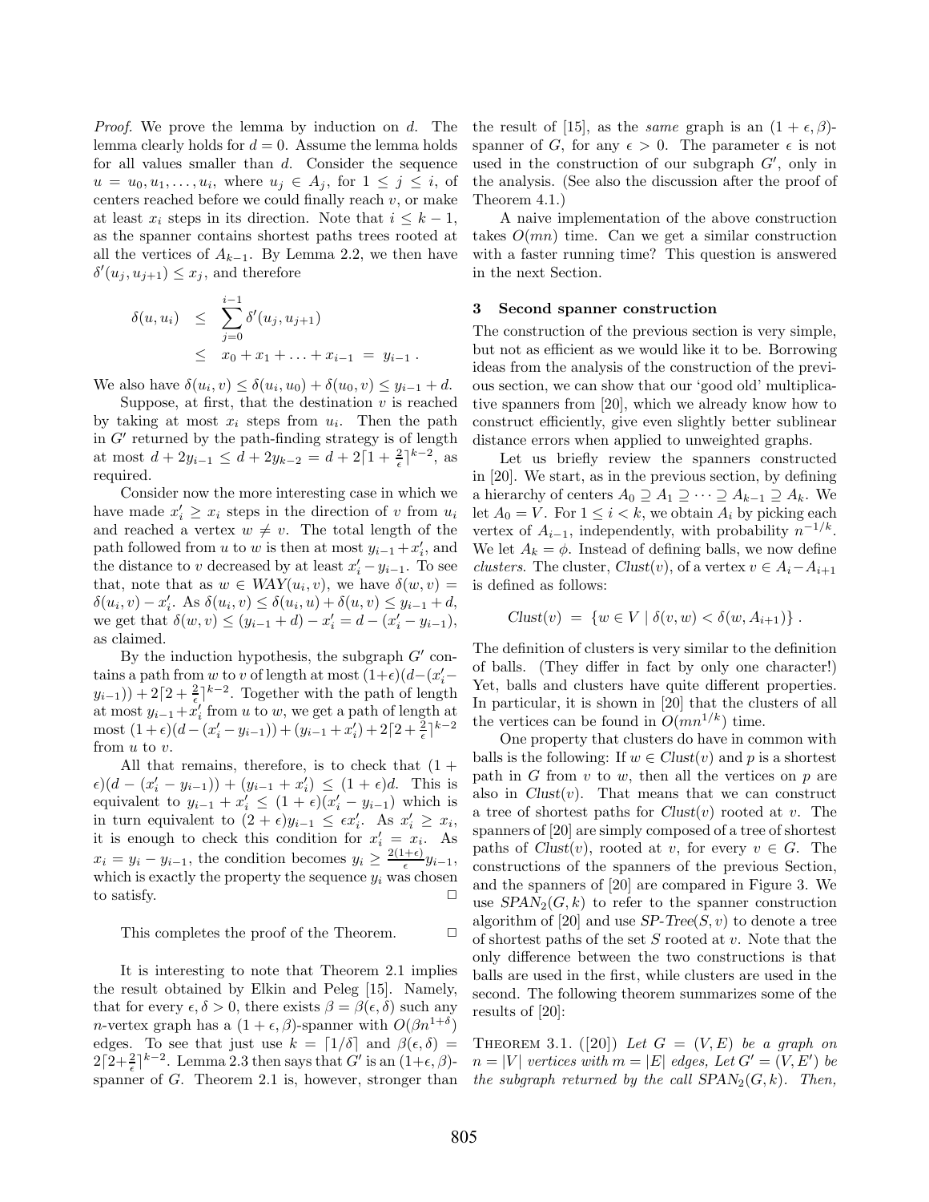*Proof.* We prove the lemma by induction on $d$. The lemma clearly holds for $d = 0$. Assume the lemma holds for all values smaller than $d$. Consider the sequence $u = u_0, u_1, \ldots, u_i$, where $u_j \in A_j$, for $1 \le j \le i$, of centers reached before we could finally reach $v$, or make at least $x_i$ steps in its direction. Note that $i \le k-1$, as the spanner contains shortest paths trees rooted at all the vertices of $A_{k-1}$. By Lemma 2.2, we then have $\delta'(u_j, u_{j+1}) \le x_j$, and therefore

$$\begin{aligned}\delta(u, u_i) &\le \sum_{j=0}^{i-1} \delta'(u_j, u_{j+1}) \\ &\le x_0 + x_1 + \ldots + x_{i-1} \;=\; y_{i-1}\,.\end{aligned}$$

We also have $\delta(u_i, v) \le \delta(u_i, u_0) + \delta(u_0, v) \le y_{i-1} + d$.

Suppose, at first, that the destination $v$ is reached by taking at most $x_i$ steps from $u_i$. Then the path in $G'$ returned by the path-finding strategy is of length at most $d + 2y_{i-1} \le d + 2y_{k-2} = d + 2\lceil 1 + \frac{2}{\epsilon} \rceil^{k-2}$, as required.

Consider now the more interesting case in which we have made $x_i' \ge x_i$ steps in the direction of $v$ from $u_i$ and reached a vertex $w \ne v$. The total length of the path followed from $u$ to $w$ is then at most $y_{i-1} + x_i'$, and the distance to $v$ decreased by at least $x_i' - y_{i-1}$. To see that, note that as $w \in \mathit{WAY}(u_i, v)$, we have $\delta(w, v) = \delta(u_i, v) - x_i'$. As $\delta(u_i, v) \le \delta(u_i, u) + \delta(u, v) \le y_{i-1} + d$, we get that $\delta(w, v) \le (y_{i-1} + d) - x_i' = d - (x_i' - y_{i-1})$, as claimed.

By the induction hypothesis, the subgraph $G'$ contains a path from $w$ to $v$ of length at most $(1+\epsilon)(d - (x_i' - y_{i-1})) + 2\lceil 2 + \frac{2}{\epsilon} \rceil^{k-2}$. Together with the path of length at most $y_{i-1} + x_i'$ from $u$ to $w$, we get a path of length at most $(1+\epsilon)(d - (x_i' - y_{i-1})) + (y_{i-1} + x_i') + 2\lceil 2 + \frac{2}{\epsilon} \rceil^{k-2}$ from $u$ to $v$.

All that remains, therefore, is to check that $(1 + \epsilon)(d - (x_i' - y_{i-1})) + (y_{i-1} + x_i') \le (1+\epsilon)d$. This is equivalent to $y_{i-1} + x_i' \le (1+\epsilon)(x_i' - y_{i-1})$ which is in turn equivalent to $(2+\epsilon)y_{i-1} \le \epsilon x_i'$. As $x_i' \ge x_i$, it is enough to check this condition for $x_i' = x_i$. As $x_i = y_i - y_{i-1}$, the condition becomes $y_i \ge \frac{2(1+\epsilon)}{\epsilon} y_{i-1}$, which is exactly the property the sequence $y_i$ was chosen to satisfy. □

This completes the proof of the Theorem. □

It is interesting to note that Theorem 2.1 implies the result obtained by Elkin and Peleg [15]. Namely, that for every $\epsilon, \delta > 0$, there exists $\beta = \beta(\epsilon, \delta)$ such any $n$-vertex graph has a $(1 + \epsilon, \beta)$-spanner with $O(\beta n^{1+\delta})$ edges. To see that just use $k = \lceil 1/\delta \rceil$ and $\beta(\epsilon, \delta) = 2\lceil 2 + \frac{2}{\epsilon} \rceil^{k-2}$. Lemma 2.3 then says that $G'$ is an $(1+\epsilon, \beta)$-spanner of $G$. Theorem 2.1 is, however, stronger than the result of [15], as the *same* graph is an $(1 + \epsilon, \beta)$-spanner of $G$, for any $\epsilon > 0$. The parameter $\epsilon$ is not used in the construction of our subgraph $G'$, only in the analysis. (See also the discussion after the proof of Theorem 4.1.)

A naive implementation of the above construction takes $O(mn)$ time. Can we get a similar construction with a faster running time? This question is answered in the next Section.

## 3 Second spanner construction

The construction of the previous section is very simple, but not as efficient as we would like it to be. Borrowing ideas from the analysis of the construction of the previous section, we can show that our 'good old' multiplicative spanners from [20], which we already know how to construct efficiently, give even slightly better sublinear distance errors when applied to unweighted graphs.

Let us briefly review the spanners constructed in [20]. We start, as in the previous section, by defining a hierarchy of centers $A_0 \supseteq A_1 \supseteq \cdots \supseteq A_{k-1} \supseteq A_k$. We let $A_0 = V$. For $1 \le i < k$, we obtain $A_i$ by picking each vertex of $A_{i-1}$, independently, with probability $n^{-1/k}$. We let $A_k = \phi$. Instead of defining balls, we now define *clusters*. The cluster, $\mathit{Clust}(v)$, of a vertex $v \in A_i - A_{i+1}$ is defined as follows:

$$\mathit{Clust}(v) \;=\; \{ w \in V \mid \delta(v, w) < \delta(w, A_{i+1}) \}\,.$$

The definition of clusters is very similar to the definition of balls. (They differ in fact by only one character!) Yet, balls and clusters have quite different properties. In particular, it is shown in [20] that the clusters of all the vertices can be found in $O(mn^{1/k})$ time.

One property that clusters do have in common with balls is the following: If $w \in \mathit{Clust}(v)$ and $p$ is a shortest path in $G$ from $v$ to $w$, then all the vertices on $p$ are also in $\mathit{Clust}(v)$. That means that we can construct a tree of shortest paths for $\mathit{Clust}(v)$ rooted at $v$. The spanners of [20] are simply composed of a tree of shortest paths of $\mathit{Clust}(v)$, rooted at $v$, for every $v \in G$. The constructions of the spanners of the previous Section, and the spanners of [20] are compared in Figure 3. We use $\mathit{SPAN}_2(G, k)$ to refer to the spanner construction algorithm of [20] and use $\mathit{SP\text{-}Tree}(S, v)$ to denote a tree of shortest paths of the set $S$ rooted at $v$. Note that the only difference between the two constructions is that balls are used in the first, while clusters are used in the second. The following theorem summarizes some of the results of [20]:

THEOREM 3.1. ([20]) *Let $G = (V, E)$ be a graph on $n = |V|$ vertices with $m = |E|$ edges, Let $G' = (V, E')$ be the subgraph returned by the call $\mathit{SPAN}_2(G, k)$. Then,*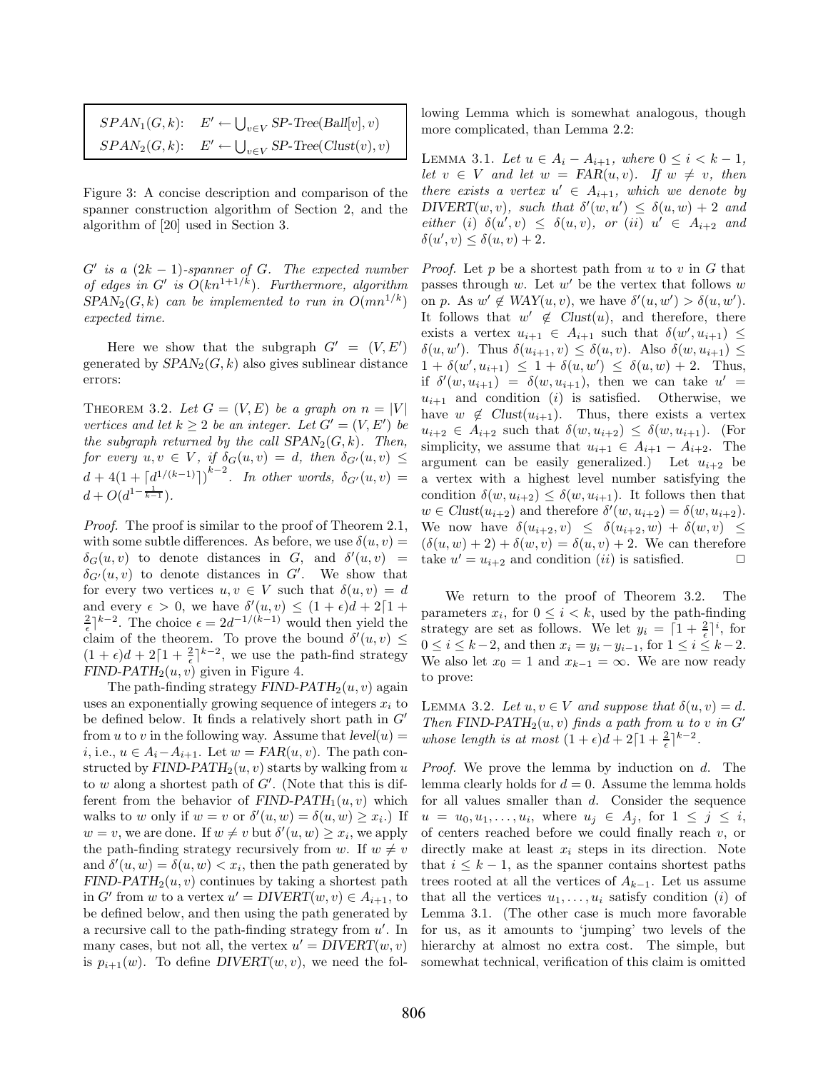| | |
|---|---|
| $SPAN_1(G,k)$: | $E' \leftarrow \bigcup_{v \in V}$ *SP-Tree*$(Ball[v], v)$ |
| $SPAN_2(G,k)$: | $E' \leftarrow \bigcup_{v \in V}$ *SP-Tree*$(Clust(v), v)$ |

Figure 3: A concise description and comparison of the spanner construction algorithm of Section 2, and the algorithm of [20] used in Section 3.

*$G'$ is a $(2k-1)$-spanner of $G$. The expected number of edges in $G'$ is $O(kn^{1+1/k})$. Furthermore, algorithm $SPAN_2(G,k)$ can be implemented to run in $O(mn^{1/k})$ expected time.*

Here we show that the subgraph $G' = (V, E')$ generated by $SPAN_2(G,k)$ also gives sublinear distance errors:

THEOREM 3.2. *Let $G = (V, E)$ be a graph on $n = |V|$ vertices and let $k \geq 2$ be an integer. Let $G' = (V, E')$ be the subgraph returned by the call $SPAN_2(G,k)$. Then, for every $u, v \in V$, if $\delta_G(u,v) = d$, then $\delta_{G'}(u,v) \leq d + 4(1 + \lceil d^{1/(k-1)} \rceil)^{k-2}$. In other words, $\delta_{G'}(u,v) = d + O(d^{1-\frac{1}{k-1}})$.*

*Proof.* The proof is similar to the proof of Theorem 2.1, with some subtle differences. As before, we use $\delta(u,v) = \delta_G(u,v)$ to denote distances in $G$, and $\delta'(u,v) = \delta_{G'}(u,v)$ to denote distances in $G'$. We show that for every two vertices $u, v \in V$ such that $\delta(u,v) = d$ and every $\epsilon > 0$, we have $\delta'(u,v) \leq (1+\epsilon)d + 2\lceil 1 + \frac{2}{\epsilon} \rceil^{k-2}$. The choice $\epsilon = 2d^{-1/(k-1)}$ would then yield the claim of the theorem. To prove the bound $\delta'(u,v) \leq (1+\epsilon)d + 2\lceil 1 + \frac{2}{\epsilon} \rceil^{k-2}$, we use the path-find strategy *FIND-PATH*$_2(u,v)$ given in Figure 4.

The path-finding strategy *FIND-PATH*$_2(u,v)$ again uses an exponentially growing sequence of integers $x_i$ to be defined below. It finds a relatively short path in $G'$ from $u$ to $v$ in the following way. Assume that $level(u) = i$, i.e., $u \in A_i - A_{i+1}$. Let $w = FAR(u,v)$. The path constructed by *FIND-PATH*$_2(u,v)$ starts by walking from $u$ to $w$ along a shortest path of $G'$. (Note that this is different from the behavior of *FIND-PATH*$_1(u,v)$ which walks to $w$ only if $w = v$ or $\delta'(u,w) = \delta(u,w) \geq x_i$.) If $w = v$, we are done. If $w \neq v$ but $\delta'(u,w) \geq x_i$, we apply the path-finding strategy recursively from $w$. If $w \neq v$ and $\delta'(u,w) = \delta(u,w) < x_i$, then the path generated by *FIND-PATH*$_2(u,v)$ continues by taking a shortest path in $G'$ from $w$ to a vertex $u' = DIVERT(w,v) \in A_{i+1}$, to be defined below, and then using the path generated by a recursive call to the path-finding strategy from $u'$. In many cases, but not all, the vertex $u' = DIVERT(w,v)$ is $p_{i+1}(w)$. To define $DIVERT(w,v)$, we need the following Lemma which is somewhat analogous, though more complicated, than Lemma 2.2:

LEMMA 3.1. *Let $u \in A_i - A_{i+1}$, where $0 \leq i < k-1$, let $v \in V$ and let $w = FAR(u,v)$. If $w \neq v$, then there exists a vertex $u' \in A_{i+1}$, which we denote by $DIVERT(w,v)$, such that $\delta'(w,u') \leq \delta(u,w) + 2$ and either (i) $\delta(u',v) \leq \delta(u,v)$, or (ii) $u' \in A_{i+2}$ and $\delta(u',v) \leq \delta(u,v) + 2$.*

*Proof.* Let $p$ be a shortest path from $u$ to $v$ in $G$ that passes through $w$. Let $w'$ be the vertex that follows $w$ on $p$. As $w' \notin WAY(u,v)$, we have $\delta'(u,w') > \delta(u,w')$. It follows that $w' \notin Clust(u)$, and therefore, there exists a vertex $u_{i+1} \in A_{i+1}$ such that $\delta(w', u_{i+1}) \leq \delta(u,w')$. Thus $\delta(u_{i+1}, v) \leq \delta(u,v)$. Also $\delta(w, u_{i+1}) \leq 1 + \delta(w', u_{i+1}) \leq 1 + \delta(u,w') \leq \delta(u,w) + 2$. Thus, if $\delta'(w, u_{i+1}) = \delta(w, u_{i+1})$, then we can take $u' = u_{i+1}$ and condition $(i)$ is satisfied. Otherwise, we have $w \notin Clust(u_{i+1})$. Thus, there exists a vertex $u_{i+2} \in A_{i+2}$ such that $\delta(w, u_{i+2}) \leq \delta(w, u_{i+1})$. (For simplicity, we assume that $u_{i+1} \in A_{i+1} - A_{i+2}$. The argument can be easily generalized.) Let $u_{i+2}$ be a vertex with a highest level number satisfying the condition $\delta(w, u_{i+2}) \leq \delta(w, u_{i+1})$. It follows then that $w \in Clust(u_{i+2})$ and therefore $\delta'(w, u_{i+2}) = \delta(w, u_{i+2})$. We now have $\delta(u_{i+2}, v) \leq \delta(u_{i+2}, w) + \delta(w,v) \leq (\delta(u,w) + 2) + \delta(w,v) = \delta(u,v) + 2$. We can therefore take $u' = u_{i+2}$ and condition $(ii)$ is satisfied. $\Box$

We return to the proof of Theorem 3.2. The parameters $x_i$, for $0 \leq i < k$, used by the path-finding strategy are set as follows. We let $y_i = \lceil 1 + \frac{2}{\epsilon} \rceil^i$, for $0 \leq i \leq k-2$, and then $x_i = y_i - y_{i-1}$, for $1 \leq i \leq k-2$. We also let $x_0 = 1$ and $x_{k-1} = \infty$. We are now ready to prove:

LEMMA 3.2. *Let $u, v \in V$ and suppose that $\delta(u,v) = d$. Then FIND-PATH$_2(u,v)$ finds a path from $u$ to $v$ in $G'$ whose length is at most $(1+\epsilon)d + 2\lceil 1 + \frac{2}{\epsilon} \rceil^{k-2}$.*

*Proof.* We prove the lemma by induction on $d$. The lemma clearly holds for $d = 0$. Assume the lemma holds for all values smaller than $d$. Consider the sequence $u = u_0, u_1, \ldots, u_i$, where $u_j \in A_j$, for $1 \leq j \leq i$, of centers reached before we could finally reach $v$, or directly make at least $x_i$ steps in its direction. Note that $i \leq k-1$, as the spanner contains shortest paths trees rooted at all the vertices of $A_{k-1}$. Let us assume that all the vertices $u_1, \ldots, u_i$ satisfy condition $(i)$ of Lemma 3.1. (The other case is much more favorable for us, as it amounts to 'jumping' two levels of the hierarchy at almost no extra cost. The simple, but somewhat technical, verification of this claim is omitted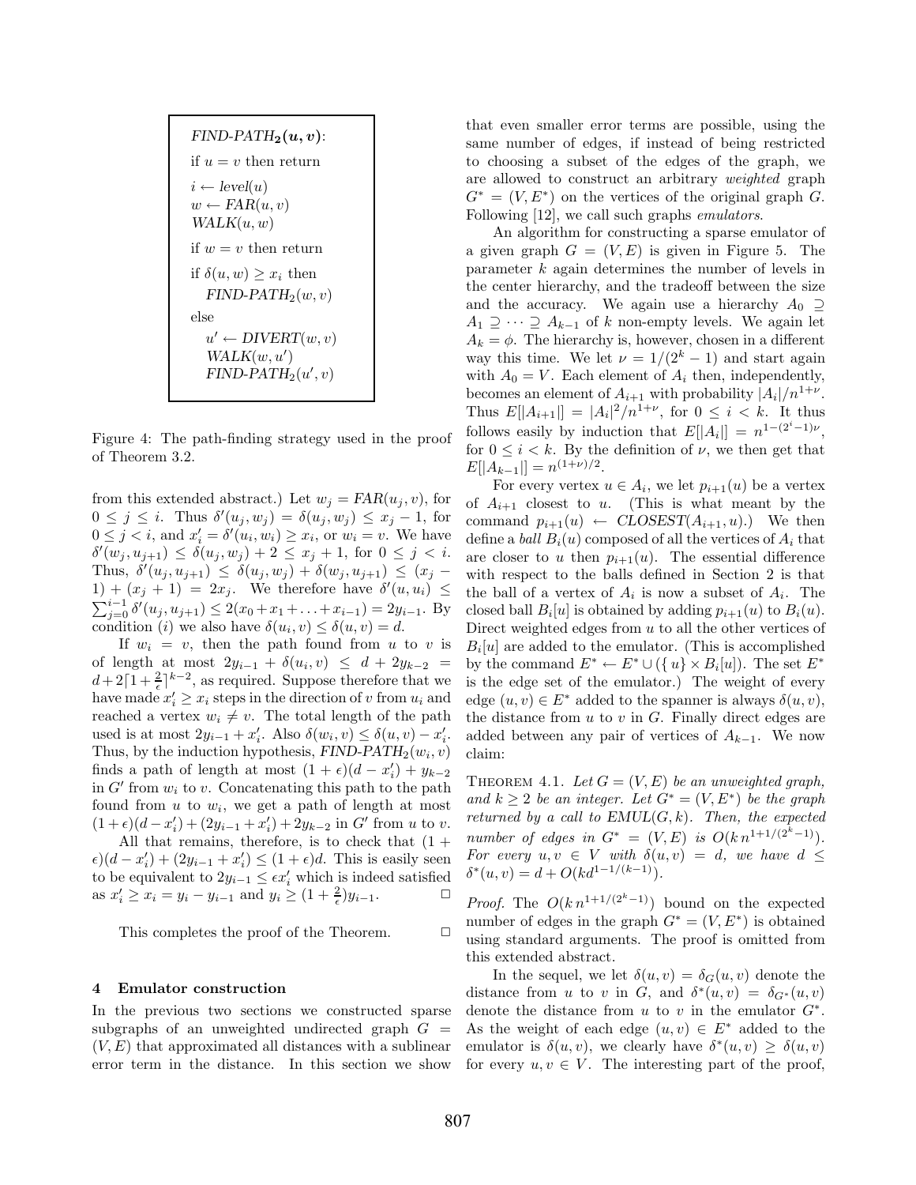```
FIND-PATH_2(u, v):
if u = v then return
i ← level(u)
w ← FAR(u, v)
WALK(u, w)
if w = v then return
if δ(u, w) ≥ x_i then
    FIND-PATH_2(w, v)
else
    u' ← DIVERT(w, v)
    WALK(w, u')
    FIND-PATH_2(u', v)
```

Figure 4: The path-finding strategy used in the proof of Theorem 3.2.

from this extended abstract.) Let $w_j = FAR(u_j, v)$, for $0 \le j \le i$. Thus $\delta'(u_j, w_j) = \delta(u_j, w_j) \le x_j - 1$, for $0 \le j < i$, and $x'_i = \delta'(u_i, w_i) \ge x_i$, or $w_i = v$. We have $\delta'(w_j, u_{j+1}) \le \delta(u_j, w_j) + 2 \le x_j + 1$, for $0 \le j < i$. Thus, $\delta'(u_j, u_{j+1}) \le \delta(u_j, w_j) + \delta(w_j, u_{j+1}) \le (x_j - 1) + (x_j + 1) = 2x_j$. We therefore have $\delta'(u, u_i) \le \sum_{j=0}^{i-1} \delta'(u_j, u_{j+1}) \le 2(x_0 + x_1 + \ldots + x_{i-1}) = 2y_{i-1}$. By condition $(i)$ we also have $\delta(u_i, v) \le \delta(u, v) = d$.

If $w_i = v$, then the path found from $u$ to $v$ is of length at most $2y_{i-1} + \delta(u_i, v) \le d + 2y_{k-2} = d + 2\lceil 1 + \frac{2}{\epsilon} \rceil^{k-2}$, as required. Suppose therefore that we have made $x'_i \ge x_i$ steps in the direction of $v$ from $u_i$ and reached a vertex $w_i \ne v$. The total length of the path used is at most $2y_{i-1} + x'_i$. Also $\delta(w_i, v) \le \delta(u, v) - x'_i$. Thus, by the induction hypothesis, $FIND\text{-}PATH_2(w_i, v)$ finds a path of length at most $(1+\epsilon)(d - x'_i) + y_{k-2}$ in $G'$ from $w_i$ to $v$. Concatenating this path to the path found from $u$ to $w_i$, we get a path of length at most $(1+\epsilon)(d - x'_i) + (2y_{i-1} + x'_i) + 2y_{k-2}$ in $G'$ from $u$ to $v$.

All that remains, therefore, is to check that $(1 + \epsilon)(d - x'_i) + (2y_{i-1} + x'_i) \le (1+\epsilon)d$. This is easily seen to be equivalent to $2y_{i-1} \le \epsilon x'_i$ which is indeed satisfied as $x'_i \ge x_i = y_i - y_{i-1}$ and $y_i \ge (1 + \frac{2}{\epsilon})y_{i-1}$. □

This completes the proof of the Theorem. □

## 4 Emulator construction

In the previous two sections we constructed sparse subgraphs of an unweighted undirected graph $G = (V, E)$ that approximated all distances with a sublinear error term in the distance. In this section we show that even smaller error terms are possible, using the same number of edges, if instead of being restricted to choosing a subset of the edges of the graph, we are allowed to construct an arbitrary *weighted* graph $G^* = (V, E^*)$ on the vertices of the original graph $G$. Following [12], we call such graphs *emulators*.

An algorithm for constructing a sparse emulator of a given graph $G = (V, E)$ is given in Figure 5. The parameter $k$ again determines the number of levels in the center hierarchy, and the tradeoff between the size and the accuracy. We again use a hierarchy $A_0 \supseteq A_1 \supseteq \cdots \supseteq A_{k-1}$ of $k$ non-empty levels. We again let $A_k = \phi$. The hierarchy is, however, chosen in a different way this time. We let $\nu = 1/(2^k - 1)$ and start again with $A_0 = V$. Each element of $A_i$ then, independently, becomes an element of $A_{i+1}$ with probability $|A_i|/n^{1+\nu}$. Thus $E[|A_{i+1}|] = |A_i|^2/n^{1+\nu}$, for $0 \le i < k$. It thus follows easily by induction that $E[|A_i|] = n^{1-(2^i-1)\nu}$, for $0 \le i < k$. By the definition of $\nu$, we then get that $E[|A_{k-1}|] = n^{(1+\nu)/2}$.

For every vertex $u \in A_i$, we let $p_{i+1}(u)$ be a vertex of $A_{i+1}$ closest to $u$. (This is what meant by the command $p_{i+1}(u) \leftarrow CLOSEST(A_{i+1}, u)$.) We then define a *ball* $B_i(u)$ composed of all the vertices of $A_i$ that are closer to $u$ then $p_{i+1}(u)$. The essential difference with respect to the balls defined in Section 2 is that the ball of a vertex of $A_i$ is now a subset of $A_i$. The closed ball $B_i[u]$ is obtained by adding $p_{i+1}(u)$ to $B_i(u)$. Direct weighted edges from $u$ to all the other vertices of $B_i[u]$ are added to the emulator. (This is accomplished by the command $E^* \leftarrow E^* \cup (\{u\} \times B_i[u])$. The set $E^*$ is the edge set of the emulator.) The weight of every edge $(u, v) \in E^*$ added to the spanner is always $\delta(u, v)$, the distance from $u$ to $v$ in $G$. Finally direct edges are added between any pair of vertices of $A_{k-1}$. We now claim:

**Theorem 4.1.** *Let $G = (V, E)$ be an unweighted graph, and $k \ge 2$ be an integer. Let $G^* = (V, E^*)$ be the graph returned by a call to $EMUL(G, k)$. Then, the expected number of edges in $G^* = (V, E)$ is $O(k\, n^{1+1/(2^k-1)})$. For every $u, v \in V$ with $\delta(u, v) = d$, we have $d \le \delta^*(u, v) = d + O(kd^{1-1/(k-1)})$.*

*Proof.* The $O(k\, n^{1+1/(2^k-1)})$ bound on the expected number of edges in the graph $G^* = (V, E^*)$ is obtained using standard arguments. The proof is omitted from this extended abstract.

In the sequel, we let $\delta(u, v) = \delta_G(u, v)$ denote the distance from $u$ to $v$ in $G$, and $\delta^*(u, v) = \delta_{G^*}(u, v)$ denote the distance from $u$ to $v$ in the emulator $G^*$. As the weight of each edge $(u, v) \in E^*$ added to the emulator is $\delta(u, v)$, we clearly have $\delta^*(u, v) \ge \delta(u, v)$ for every $u, v \in V$. The interesting part of the proof,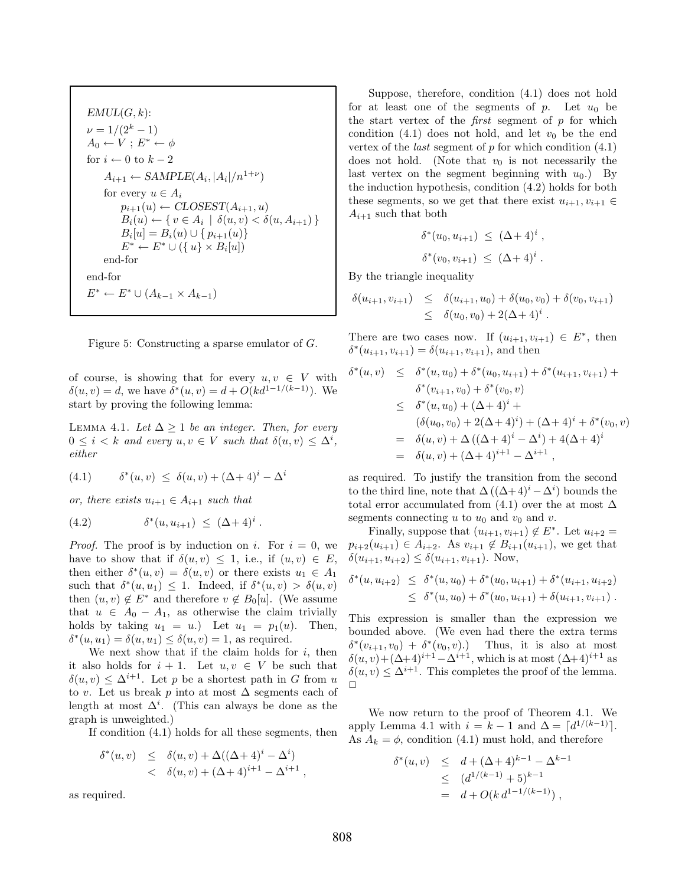```
EMUL(G, k):
ν = 1/(2^k − 1)
A_0 ← V ; E* ← φ
for i ← 0 to k − 2
    A_{i+1} ← SAMPLE(A_i, |A_i|/n^{1+ν})
    for every u ∈ A_i
        p_{i+1}(u) ← CLOSEST(A_{i+1}, u)
        B_i(u) ← { v ∈ A_i | δ(u, v) < δ(u, A_{i+1}) }
        B_i[u] = B_i(u) ∪ { p_{i+1}(u) }
        E* ← E* ∪ ({ u } × B_i[u])
    end-for
end-for
E* ← E* ∪ (A_{k−1} × A_{k−1})
```

Figure 5: Constructing a sparse emulator of $G$.

of course, is showing that for every $u, v \in V$ with $\delta(u,v) = d$, we have $\delta^*(u,v) = d + O(kd^{1-1/(k-1)})$. We start by proving the following lemma:

LEMMA 4.1. *Let $\Delta \geq 1$ be an integer. Then, for every $0 \leq i < k$ and every $u, v \in V$ such that $\delta(u,v) \leq \Delta^i$, either*

$$\delta^*(u,v) \;\leq\; \delta(u,v) + (\Delta+4)^i - \Delta^i \tag{4.1}$$

*or, there exists $u_{i+1} \in A_{i+1}$ such that*

$$\delta^*(u, u_{i+1}) \;\leq\; (\Delta+4)^i \,. \tag{4.2}$$

*Proof.* The proof is by induction on $i$. For $i = 0$, we have to show that if $\delta(u,v) \leq 1$, i.e., if $(u,v) \in E$, then either $\delta^*(u,v) = \delta(u,v)$ or there exists $u_1 \in A_1$ such that $\delta^*(u,u_1) \leq 1$. Indeed, if $\delta^*(u,v) > \delta(u,v)$ then $(u,v) \notin E^*$ and therefore $v \notin B_0[u]$. (We assume that $u \in A_0 - A_1$, as otherwise the claim trivially holds by taking $u_1 = u$.) Let $u_1 = p_1(u)$. Then, $\delta^*(u,u_1) = \delta(u,u_1) \leq \delta(u,v) = 1$, as required.

We next show that if the claim holds for $i$, then it also holds for $i+1$. Let $u, v \in V$ be such that $\delta(u,v) \leq \Delta^{i+1}$. Let $p$ be a shortest path in $G$ from $u$ to $v$. Let us break $p$ into at most $\Delta$ segments each of length at most $\Delta^i$. (This can always be done as the graph is unweighted.)

If condition (4.1) holds for all these segments, then

$$\begin{aligned}
\delta^*(u,v) &\leq \delta(u,v) + \Delta((\Delta+4)^i - \Delta^i) \\
&< \delta(u,v) + (\Delta+4)^{i+1} - \Delta^{i+1}\,,
\end{aligned}$$

as required.

Suppose, therefore, condition (4.1) does not hold for at least one of the segments of $p$. Let $u_0$ be the start vertex of the *first* segment of $p$ for which condition (4.1) does not hold, and let $v_0$ be the end vertex of the *last* segment of $p$ for which condition (4.1) does not hold. (Note that $v_0$ is not necessarily the last vertex on the segment beginning with $u_0$.) By the induction hypothesis, condition (4.2) holds for both these segments, so we get that there exist $u_{i+1}, v_{i+1} \in A_{i+1}$ such that both

$$\delta^*(u_0, u_{i+1}) \;\leq\; (\Delta+4)^i\,,$$
$$\delta^*(v_0, v_{i+1}) \;\leq\; (\Delta+4)^i\,.$$

By the triangle inequality

$$\begin{aligned}
\delta(u_{i+1}, v_{i+1}) &\leq \delta(u_{i+1}, u_0) + \delta(u_0, v_0) + \delta(v_0, v_{i+1}) \\
&\leq \delta(u_0, v_0) + 2(\Delta+4)^i\,.
\end{aligned}$$

There are two cases now. If $(u_{i+1}, v_{i+1}) \in E^*$, then $\delta^*(u_{i+1}, v_{i+1}) = \delta(u_{i+1}, v_{i+1})$, and then

$$\begin{aligned}
\delta^*(u,v) &\leq \delta^*(u,u_0) + \delta^*(u_0,u_{i+1}) + \delta^*(u_{i+1},v_{i+1}) + \\
&\quad\; \delta^*(v_{i+1},v_0) + \delta^*(v_0,v) \\
&\leq \delta^*(u,u_0) + (\Delta+4)^i + \\
&\quad\; (\delta(u_0,v_0) + 2(\Delta+4)^i) + (\Delta+4)^i + \delta^*(v_0,v) \\
&= \delta(u,v) + \Delta\left((\Delta+4)^i - \Delta^i\right) + 4(\Delta+4)^i \\
&= \delta(u,v) + (\Delta+4)^{i+1} - \Delta^{i+1}\,,
\end{aligned}$$

as required. To justify the transition from the second to the third line, note that $\Delta\left((\Delta+4)^i - \Delta^i\right)$ bounds the total error accumulated from (4.1) over the at most $\Delta$ segments connecting $u$ to $u_0$ and $v_0$ and $v$.

Finally, suppose that $(u_{i+1}, v_{i+1}) \notin E^*$. Let $u_{i+2} = p_{i+2}(u_{i+1}) \in A_{i+2}$. As $v_{i+1} \notin B_{i+1}(u_{i+1})$, we get that $\delta(u_{i+1}, u_{i+2}) \leq \delta(u_{i+1}, v_{i+1})$. Now,

$$\begin{aligned}
\delta^*(u, u_{i+2}) &\leq \delta^*(u,u_0) + \delta^*(u_0,u_{i+1}) + \delta^*(u_{i+1},u_{i+2}) \\
&\leq \delta^*(u,u_0) + \delta^*(u_0,u_{i+1}) + \delta(u_{i+1},v_{i+1})\,.
\end{aligned}$$

This expression is smaller than the expression we bounded above. (We even had there the extra terms $\delta^*(v_{i+1}, v_0) + \delta^*(v_0, v)$.) Thus, it is also at most $\delta(u,v) + (\Delta+4)^{i+1} - \Delta^{i+1}$, which is at most $(\Delta+4)^{i+1}$ as $\delta(u,v) \leq \Delta^{i+1}$. This completes the proof of the lemma. □

We now return to the proof of Theorem 4.1. We apply Lemma 4.1 with $i = k-1$ and $\Delta = \lceil d^{1/(k-1)} \rceil$. As $A_k = \phi$, condition (4.1) must hold, and therefore

$$\begin{aligned}
\delta^*(u,v) &\leq d + (\Delta+4)^{k-1} - \Delta^{k-1} \\
&\leq (d^{1/(k-1)} + 5)^{k-1} \\
&= d + O(k\, d^{1-1/(k-1)})\,,
\end{aligned}$$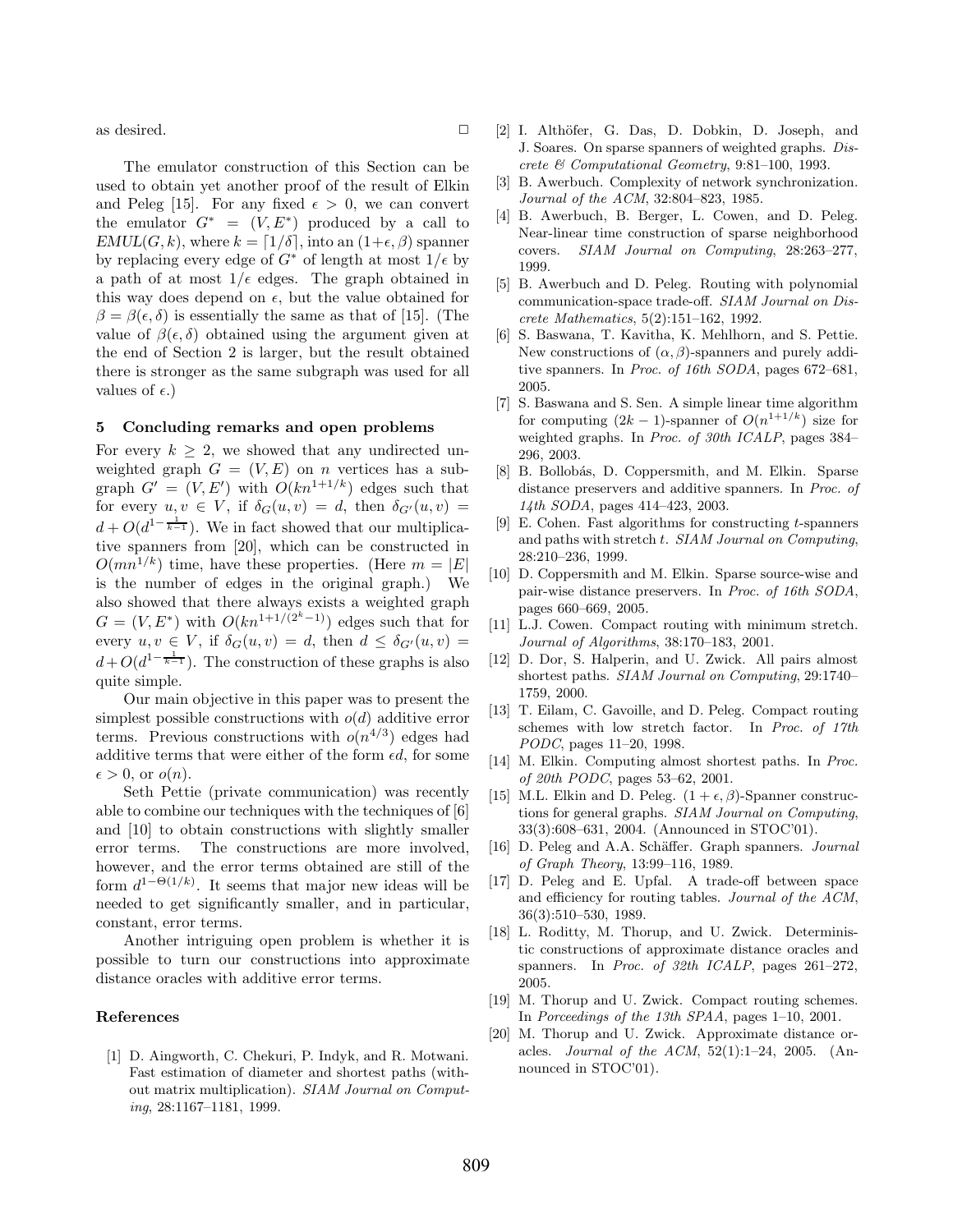as desired. □

The emulator construction of this Section can be used to obtain yet another proof of the result of Elkin and Peleg [15]. For any fixed $\epsilon > 0$, we can convert the emulator $G^* = (V, E^*)$ produced by a call to $EMUL(G, k)$, where $k = \lceil 1/\delta \rceil$, into an $(1+\epsilon, \beta)$ spanner by replacing every edge of $G^*$ of length at most $1/\epsilon$ by a path of at most $1/\epsilon$ edges. The graph obtained in this way does depend on $\epsilon$, but the value obtained for $\beta = \beta(\epsilon, \delta)$ is essentially the same as that of [15]. (The value of $\beta(\epsilon, \delta)$ obtained using the argument given at the end of Section 2 is larger, but the result obtained there is stronger as the same subgraph was used for all values of $\epsilon$.)

## 5 Concluding remarks and open problems

For every $k \geq 2$, we showed that any undirected unweighted graph $G = (V, E)$ on $n$ vertices has a subgraph $G' = (V, E')$ with $O(kn^{1+1/k})$ edges such that for every $u, v \in V$, if $\delta_G(u, v) = d$, then $\delta_{G'}(u, v) = d + O(d^{1-\frac{1}{k-1}})$. We in fact showed that our multiplicative spanners from [20], which can be constructed in $O(mn^{1/k})$ time, have these properties. (Here $m = |E|$ is the number of edges in the original graph.) We also showed that there always exists a weighted graph $G = (V, E^*)$ with $O(kn^{1+1/(2^k-1)})$ edges such that for every $u, v \in V$, if $\delta_G(u, v) = d$, then $d \leq \delta_{G'}(u, v) = d + O(d^{1-\frac{1}{k-1}})$. The construction of these graphs is also quite simple.

Our main objective in this paper was to present the simplest possible constructions with $o(d)$ additive error terms. Previous constructions with $o(n^{4/3})$ edges had additive terms that were either of the form $\epsilon d$, for some $\epsilon > 0$, or $o(n)$.

Seth Pettie (private communication) was recently able to combine our techniques with the techniques of [6] and [10] to obtain constructions with slightly smaller error terms. The constructions are more involved, however, and the error terms obtained are still of the form $d^{1-\Theta(1/k)}$. It seems that major new ideas will be needed to get significantly smaller, and in particular, constant, error terms.

Another intriguing open problem is whether it is possible to turn our constructions into approximate distance oracles with additive error terms.

### References

[1] D. Aingworth, C. Chekuri, P. Indyk, and R. Motwani. Fast estimation of diameter and shortest paths (without matrix multiplication). *SIAM Journal on Computing*, 28:1167–1181, 1999.

[2] I. Althöfer, G. Das, D. Dobkin, D. Joseph, and J. Soares. On sparse spanners of weighted graphs. *Discrete & Computational Geometry*, 9:81–100, 1993.

[3] B. Awerbuch. Complexity of network synchronization. *Journal of the ACM*, 32:804–823, 1985.

[4] B. Awerbuch, B. Berger, L. Cowen, and D. Peleg. Near-linear time construction of sparse neighborhood covers. *SIAM Journal on Computing*, 28:263–277, 1999.

[5] B. Awerbuch and D. Peleg. Routing with polynomial communication-space trade-off. *SIAM Journal on Discrete Mathematics*, 5(2):151–162, 1992.

[6] S. Baswana, T. Kavitha, K. Mehlhorn, and S. Pettie. New constructions of $(\alpha, \beta)$-spanners and purely additive spanners. In *Proc. of 16th SODA*, pages 672–681, 2005.

[7] S. Baswana and S. Sen. A simple linear time algorithm for computing $(2k-1)$-spanner of $O(n^{1+1/k})$ size for weighted graphs. In *Proc. of 30th ICALP*, pages 384–296, 2003.

[8] B. Bollobás, D. Coppersmith, and M. Elkin. Sparse distance preservers and additive spanners. In *Proc. of 14th SODA*, pages 414–423, 2003.

[9] E. Cohen. Fast algorithms for constructing $t$-spanners and paths with stretch $t$. *SIAM Journal on Computing*, 28:210–236, 1999.

[10] D. Coppersmith and M. Elkin. Sparse source-wise and pair-wise distance preservers. In *Proc. of 16th SODA*, pages 660–669, 2005.

[11] L.J. Cowen. Compact routing with minimum stretch. *Journal of Algorithms*, 38:170–183, 2001.

[12] D. Dor, S. Halperin, and U. Zwick. All pairs almost shortest paths. *SIAM Journal on Computing*, 29:1740–1759, 2000.

[13] T. Eilam, C. Gavoille, and D. Peleg. Compact routing schemes with low stretch factor. In *Proc. of 17th PODC*, pages 11–20, 1998.

[14] M. Elkin. Computing almost shortest paths. In *Proc. of 20th PODC*, pages 53–62, 2001.

[15] M.L. Elkin and D. Peleg. $(1+\epsilon, \beta)$-Spanner constructions for general graphs. *SIAM Journal on Computing*, 33(3):608–631, 2004. (Announced in STOC'01).

[16] D. Peleg and A.A. Schäffer. Graph spanners. *Journal of Graph Theory*, 13:99–116, 1989.

[17] D. Peleg and E. Upfal. A trade-off between space and efficiency for routing tables. *Journal of the ACM*, 36(3):510–530, 1989.

[18] L. Roditty, M. Thorup, and U. Zwick. Deterministic constructions of approximate distance oracles and spanners. In *Proc. of 32th ICALP*, pages 261–272, 2005.

[19] M. Thorup and U. Zwick. Compact routing schemes. In *Porceedings of the 13th SPAA*, pages 1–10, 2001.

[20] M. Thorup and U. Zwick. Approximate distance oracles. *Journal of the ACM*, 52(1):1–24, 2005. (Announced in STOC'01).